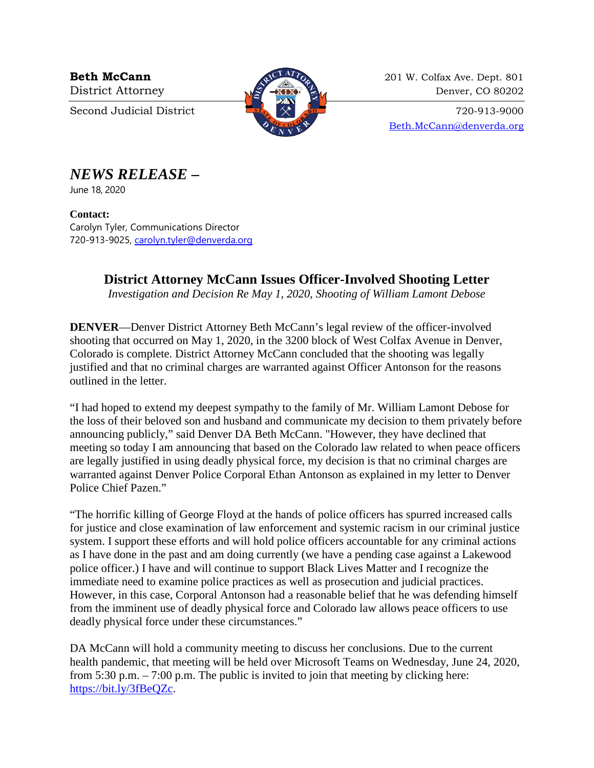**Beth McCann**
District Attorney

Second Judicial District

201 W. Colfax Ave. Dept. 801
Denver, CO 80202

720-913-9000
Beth.McCann@denverda.org

# *NEWS RELEASE –*

June 18, 2020

**Contact:**
Carolyn Tyler, Communications Director
720-913-9025, carolyn.tyler@denverda.org

## District Attorney McCann Issues Officer-Involved Shooting Letter

*Investigation and Decision Re May 1, 2020, Shooting of William Lamont Debose*

**DENVER**—Denver District Attorney Beth McCann's legal review of the officer-involved shooting that occurred on May 1, 2020, in the 3200 block of West Colfax Avenue in Denver, Colorado is complete. District Attorney McCann concluded that the shooting was legally justified and that no criminal charges are warranted against Officer Antonson for the reasons outlined in the letter.

"I had hoped to extend my deepest sympathy to the family of Mr. William Lamont Debose for the loss of their beloved son and husband and communicate my decision to them privately before announcing publicly," said Denver DA Beth McCann. "However, they have declined that meeting so today I am announcing that based on the Colorado law related to when peace officers are legally justified in using deadly physical force, my decision is that no criminal charges are warranted against Denver Police Corporal Ethan Antonson as explained in my letter to Denver Police Chief Pazen."

"The horrific killing of George Floyd at the hands of police officers has spurred increased calls for justice and close examination of law enforcement and systemic racism in our criminal justice system. I support these efforts and will hold police officers accountable for any criminal actions as I have done in the past and am doing currently (we have a pending case against a Lakewood police officer.) I have and will continue to support Black Lives Matter and I recognize the immediate need to examine police practices as well as prosecution and judicial practices. However, in this case, Corporal Antonson had a reasonable belief that he was defending himself from the imminent use of deadly physical force and Colorado law allows peace officers to use deadly physical force under these circumstances."

DA McCann will hold a community meeting to discuss her conclusions. Due to the current health pandemic, that meeting will be held over Microsoft Teams on Wednesday, June 24, 2020, from 5:30 p.m. – 7:00 p.m. The public is invited to join that meeting by clicking here: https://bit.ly/3fBeQZc.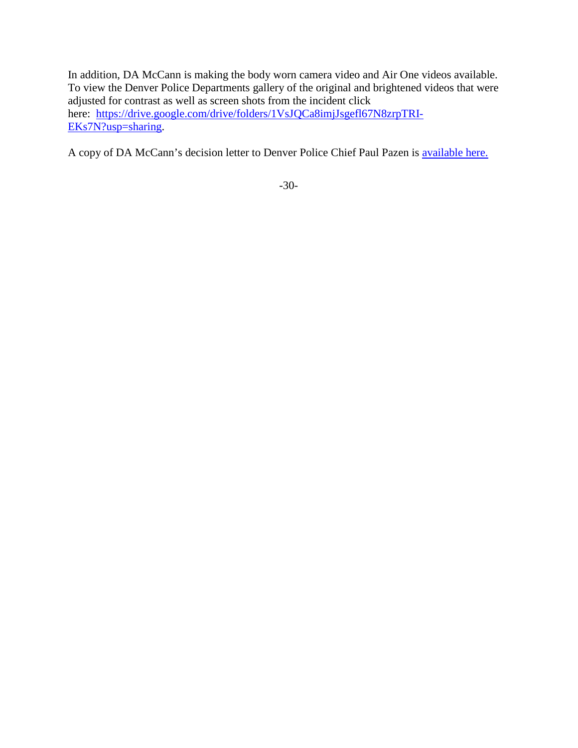In addition, DA McCann is making the body worn camera video and Air One videos available. To view the Denver Police Departments gallery of the original and brightened videos that were adjusted for contrast as well as screen shots from the incident click here: [https://drive.google.com/drive/folders/1VsJQCa8imjJsgefl67N8zrpTRI-EKs7N?usp=sharing](https://drive.google.com/drive/folders/1VsJQCa8imjJsgefl67N8zrpTRI-EKs7N?usp=sharing).

A copy of DA McCann's decision letter to Denver Police Chief Paul Pazen is available here.

-30-